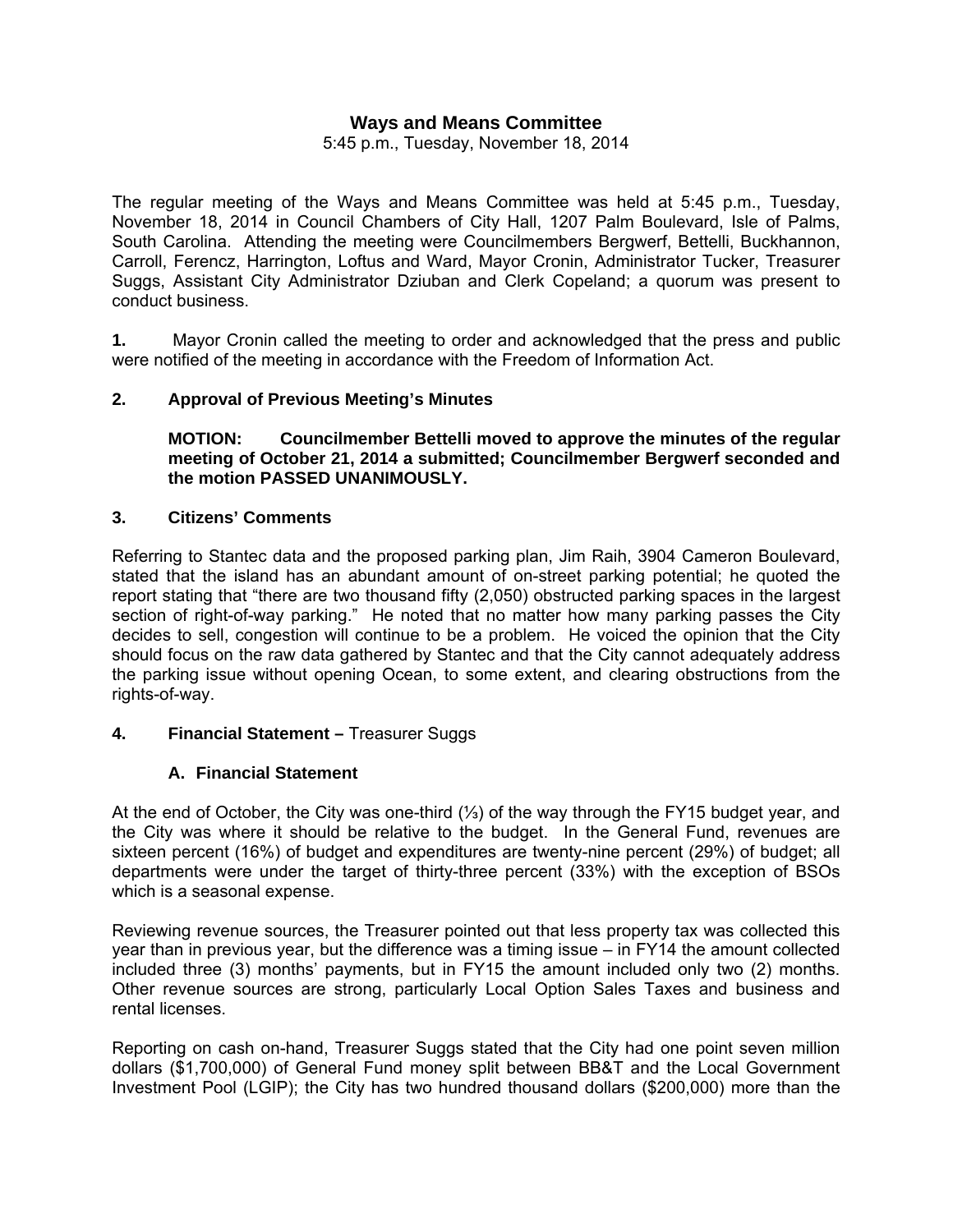# Ways and Means Committee

5:45 p.m., Tuesday, November 18, 2014

The regular meeting of the Ways and Means Committee was held at 5:45 p.m., Tuesday, November 18, 2014 in Council Chambers of City Hall, 1207 Palm Boulevard, Isle of Palms, South Carolina. Attending the meeting were Councilmembers Bergwerf, Bettelli, Buckhannon, Carroll, Ferencz, Harrington, Loftus and Ward, Mayor Cronin, Administrator Tucker, Treasurer Suggs, Assistant City Administrator Dziuban and Clerk Copeland; a quorum was present to conduct business.

**1.** Mayor Cronin called the meeting to order and acknowledged that the press and public were notified of the meeting in accordance with the Freedom of Information Act.

**2. Approval of Previous Meeting's Minutes**

**MOTION: Councilmember Bettelli moved to approve the minutes of the regular meeting of October 21, 2014 a submitted; Councilmember Bergwerf seconded and the motion PASSED UNANIMOUSLY.**

**3. Citizens' Comments**

Referring to Stantec data and the proposed parking plan, Jim Raih, 3904 Cameron Boulevard, stated that the island has an abundant amount of on-street parking potential; he quoted the report stating that "there are two thousand fifty (2,050) obstructed parking spaces in the largest section of right-of-way parking." He noted that no matter how many parking passes the City decides to sell, congestion will continue to be a problem. He voiced the opinion that the City should focus on the raw data gathered by Stantec and that the City cannot adequately address the parking issue without opening Ocean, to some extent, and clearing obstructions from the rights-of-way.

**4. Financial Statement –** Treasurer Suggs

**A. Financial Statement**

At the end of October, the City was one-third (⅓) of the way through the FY15 budget year, and the City was where it should be relative to the budget. In the General Fund, revenues are sixteen percent (16%) of budget and expenditures are twenty-nine percent (29%) of budget; all departments were under the target of thirty-three percent (33%) with the exception of BSOs which is a seasonal expense.

Reviewing revenue sources, the Treasurer pointed out that less property tax was collected this year than in previous year, but the difference was a timing issue – in FY14 the amount collected included three (3) months' payments, but in FY15 the amount included only two (2) months. Other revenue sources are strong, particularly Local Option Sales Taxes and business and rental licenses.

Reporting on cash on-hand, Treasurer Suggs stated that the City had one point seven million dollars ($1,700,000) of General Fund money split between BB&T and the Local Government Investment Pool (LGIP); the City has two hundred thousand dollars ($200,000) more than the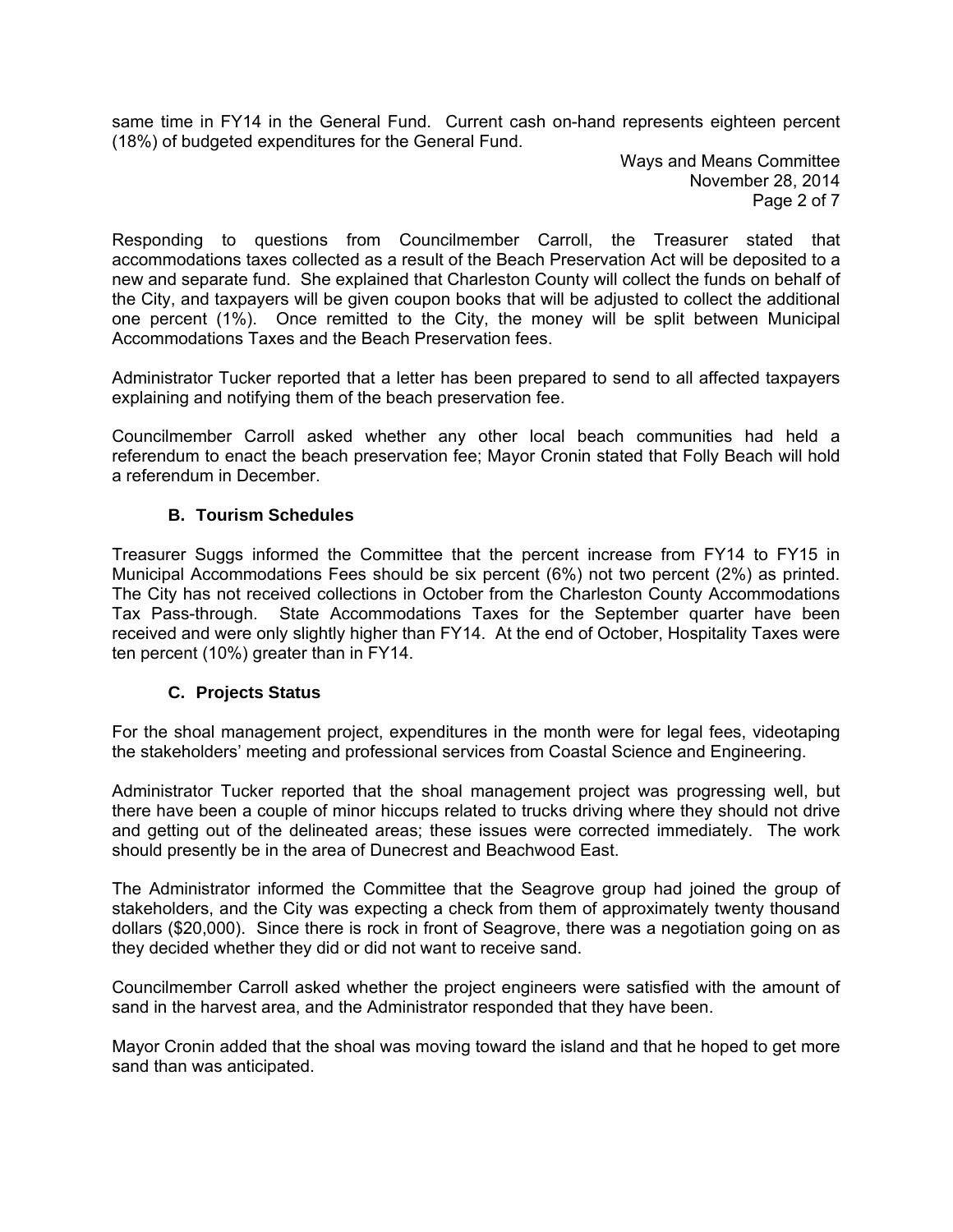same time in FY14 in the General Fund. Current cash on-hand represents eighteen percent (18%) of budgeted expenditures for the General Fund.

Responding to questions from Councilmember Carroll, the Treasurer stated that accommodations taxes collected as a result of the Beach Preservation Act will be deposited to a new and separate fund. She explained that Charleston County will collect the funds on behalf of the City, and taxpayers will be given coupon books that will be adjusted to collect the additional one percent (1%). Once remitted to the City, the money will be split between Municipal Accommodations Taxes and the Beach Preservation fees.

Administrator Tucker reported that a letter has been prepared to send to all affected taxpayers explaining and notifying them of the beach preservation fee.

Councilmember Carroll asked whether any other local beach communities had held a referendum to enact the beach preservation fee; Mayor Cronin stated that Folly Beach will hold a referendum in December.

### B. Tourism Schedules

Treasurer Suggs informed the Committee that the percent increase from FY14 to FY15 in Municipal Accommodations Fees should be six percent (6%) not two percent (2%) as printed. The City has not received collections in October from the Charleston County Accommodations Tax Pass-through. State Accommodations Taxes for the September quarter have been received and were only slightly higher than FY14. At the end of October, Hospitality Taxes were ten percent (10%) greater than in FY14.

### C. Projects Status

For the shoal management project, expenditures in the month were for legal fees, videotaping the stakeholders' meeting and professional services from Coastal Science and Engineering.

Administrator Tucker reported that the shoal management project was progressing well, but there have been a couple of minor hiccups related to trucks driving where they should not drive and getting out of the delineated areas; these issues were corrected immediately. The work should presently be in the area of Dunecrest and Beachwood East.

The Administrator informed the Committee that the Seagrove group had joined the group of stakeholders, and the City was expecting a check from them of approximately twenty thousand dollars ($20,000). Since there is rock in front of Seagrove, there was a negotiation going on as they decided whether they did or did not want to receive sand.

Councilmember Carroll asked whether the project engineers were satisfied with the amount of sand in the harvest area, and the Administrator responded that they have been.

Mayor Cronin added that the shoal was moving toward the island and that he hoped to get more sand than was anticipated.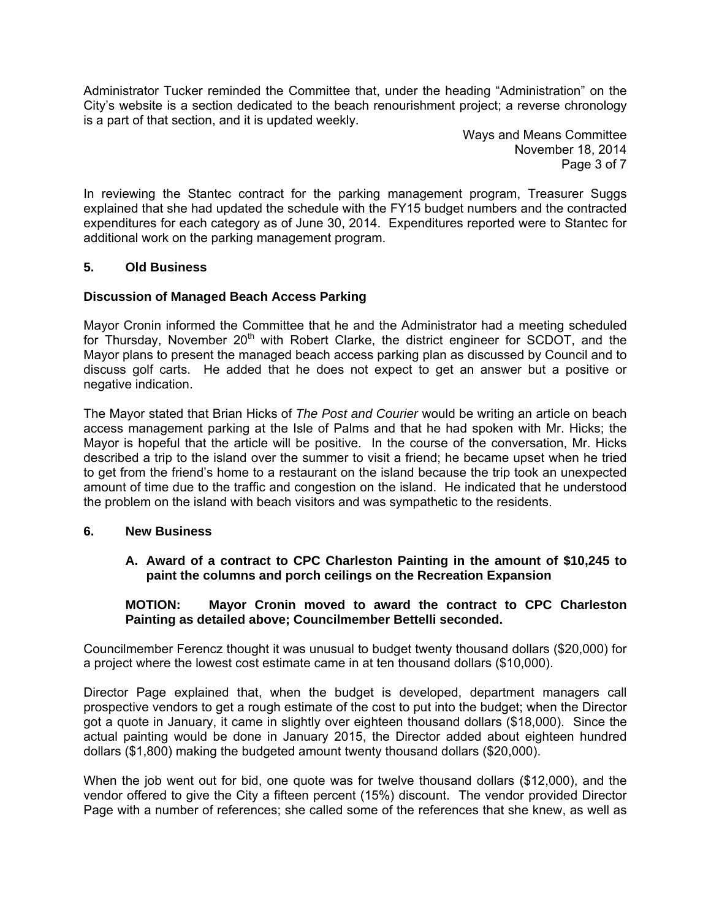Administrator Tucker reminded the Committee that, under the heading "Administration" on the City's website is a section dedicated to the beach renourishment project; a reverse chronology is a part of that section, and it is updated weekly.

In reviewing the Stantec contract for the parking management program, Treasurer Suggs explained that she had updated the schedule with the FY15 budget numbers and the contracted expenditures for each category as of June 30, 2014. Expenditures reported were to Stantec for additional work on the parking management program.

## 5. Old Business

### Discussion of Managed Beach Access Parking

Mayor Cronin informed the Committee that he and the Administrator had a meeting scheduled for Thursday, November 20th with Robert Clarke, the district engineer for SCDOT, and the Mayor plans to present the managed beach access parking plan as discussed by Council and to discuss golf carts. He added that he does not expect to get an answer but a positive or negative indication.

The Mayor stated that Brian Hicks of *The Post and Courier* would be writing an article on beach access management parking at the Isle of Palms and that he had spoken with Mr. Hicks; the Mayor is hopeful that the article will be positive. In the course of the conversation, Mr. Hicks described a trip to the island over the summer to visit a friend; he became upset when he tried to get from the friend's home to a restaurant on the island because the trip took an unexpected amount of time due to the traffic and congestion on the island. He indicated that he understood the problem on the island with beach visitors and was sympathetic to the residents.

## 6. New Business

**A. Award of a contract to CPC Charleston Painting in the amount of $10,245 to paint the columns and porch ceilings on the Recreation Expansion**

**MOTION: Mayor Cronin moved to award the contract to CPC Charleston Painting as detailed above; Councilmember Bettelli seconded.**

Councilmember Ferencz thought it was unusual to budget twenty thousand dollars ($20,000) for a project where the lowest cost estimate came in at ten thousand dollars ($10,000).

Director Page explained that, when the budget is developed, department managers call prospective vendors to get a rough estimate of the cost to put into the budget; when the Director got a quote in January, it came in slightly over eighteen thousand dollars ($18,000). Since the actual painting would be done in January 2015, the Director added about eighteen hundred dollars ($1,800) making the budgeted amount twenty thousand dollars ($20,000).

When the job went out for bid, one quote was for twelve thousand dollars ($12,000), and the vendor offered to give the City a fifteen percent (15%) discount. The vendor provided Director Page with a number of references; she called some of the references that she knew, as well as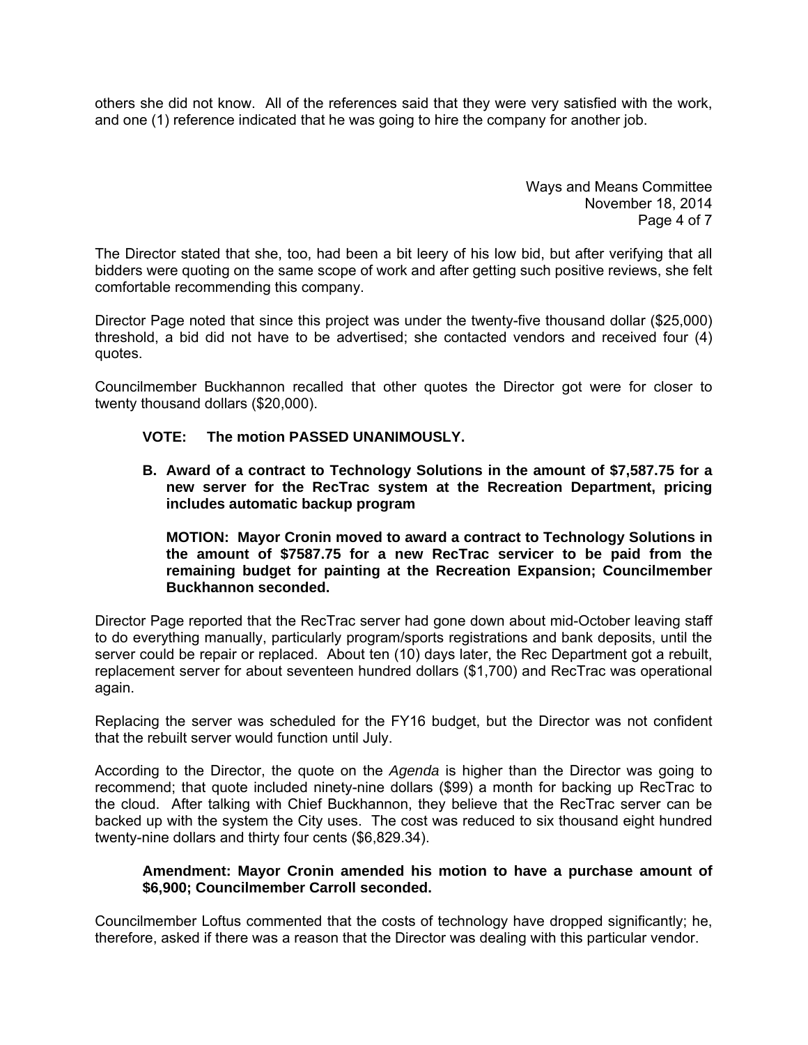others she did not know. All of the references said that they were very satisfied with the work, and one (1) reference indicated that he was going to hire the company for another job.

The Director stated that she, too, had been a bit leery of his low bid, but after verifying that all bidders were quoting on the same scope of work and after getting such positive reviews, she felt comfortable recommending this company.

Director Page noted that since this project was under the twenty-five thousand dollar ($25,000) threshold, a bid did not have to be advertised; she contacted vendors and received four (4) quotes.

Councilmember Buckhannon recalled that other quotes the Director got were for closer to twenty thousand dollars ($20,000).

**VOTE: The motion PASSED UNANIMOUSLY.**

**B. Award of a contract to Technology Solutions in the amount of $7,587.75 for a new server for the RecTrac system at the Recreation Department, pricing includes automatic backup program**

**MOTION: Mayor Cronin moved to award a contract to Technology Solutions in the amount of $7587.75 for a new RecTrac servicer to be paid from the remaining budget for painting at the Recreation Expansion; Councilmember Buckhannon seconded.**

Director Page reported that the RecTrac server had gone down about mid-October leaving staff to do everything manually, particularly program/sports registrations and bank deposits, until the server could be repair or replaced. About ten (10) days later, the Rec Department got a rebuilt, replacement server for about seventeen hundred dollars ($1,700) and RecTrac was operational again.

Replacing the server was scheduled for the FY16 budget, but the Director was not confident that the rebuilt server would function until July.

According to the Director, the quote on the *Agenda* is higher than the Director was going to recommend; that quote included ninety-nine dollars ($99) a month for backing up RecTrac to the cloud. After talking with Chief Buckhannon, they believe that the RecTrac server can be backed up with the system the City uses. The cost was reduced to six thousand eight hundred twenty-nine dollars and thirty four cents ($6,829.34).

**Amendment: Mayor Cronin amended his motion to have a purchase amount of $6,900; Councilmember Carroll seconded.**

Councilmember Loftus commented that the costs of technology have dropped significantly; he, therefore, asked if there was a reason that the Director was dealing with this particular vendor.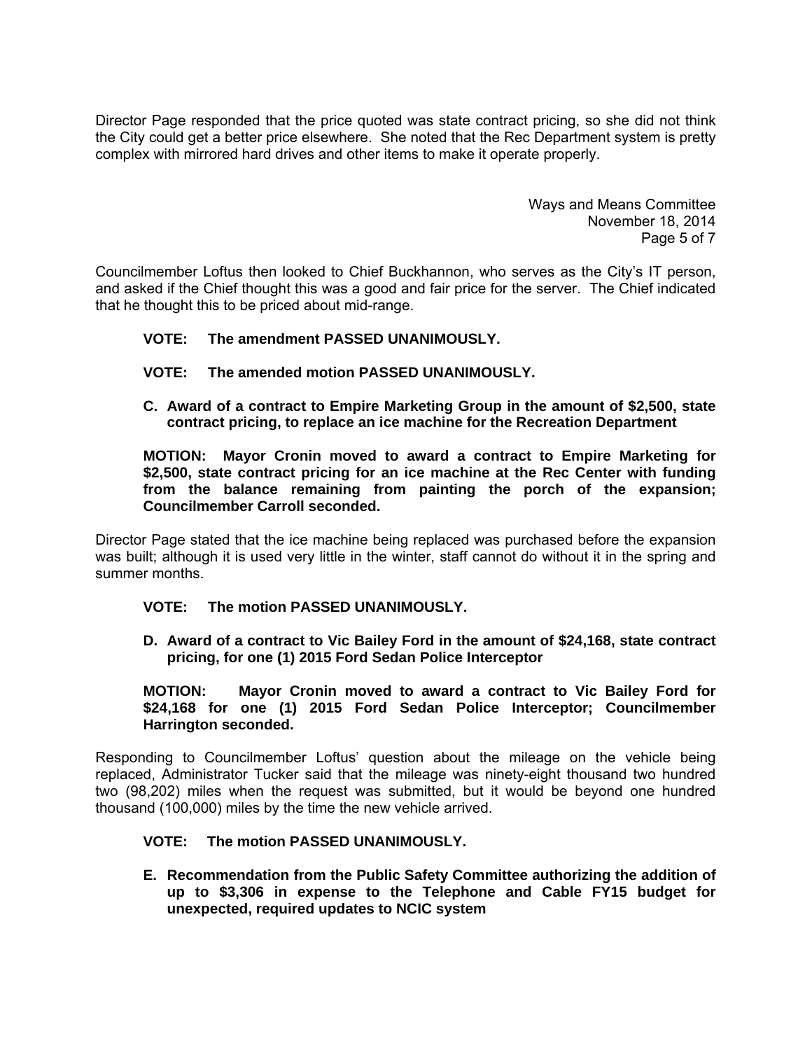Director Page responded that the price quoted was state contract pricing, so she did not think the City could get a better price elsewhere. She noted that the Rec Department system is pretty complex with mirrored hard drives and other items to make it operate properly.

Councilmember Loftus then looked to Chief Buckhannon, who serves as the City's IT person, and asked if the Chief thought this was a good and fair price for the server. The Chief indicated that he thought this to be priced about mid-range.

**VOTE: The amendment PASSED UNANIMOUSLY.**

**VOTE: The amended motion PASSED UNANIMOUSLY.**

**C. Award of a contract to Empire Marketing Group in the amount of $2,500, state contract pricing, to replace an ice machine for the Recreation Department**

**MOTION: Mayor Cronin moved to award a contract to Empire Marketing for $2,500, state contract pricing for an ice machine at the Rec Center with funding from the balance remaining from painting the porch of the expansion; Councilmember Carroll seconded.**

Director Page stated that the ice machine being replaced was purchased before the expansion was built; although it is used very little in the winter, staff cannot do without it in the spring and summer months.

**VOTE: The motion PASSED UNANIMOUSLY.**

**D. Award of a contract to Vic Bailey Ford in the amount of $24,168, state contract pricing, for one (1) 2015 Ford Sedan Police Interceptor**

**MOTION: Mayor Cronin moved to award a contract to Vic Bailey Ford for $24,168 for one (1) 2015 Ford Sedan Police Interceptor; Councilmember Harrington seconded.**

Responding to Councilmember Loftus' question about the mileage on the vehicle being replaced, Administrator Tucker said that the mileage was ninety-eight thousand two hundred two (98,202) miles when the request was submitted, but it would be beyond one hundred thousand (100,000) miles by the time the new vehicle arrived.

**VOTE: The motion PASSED UNANIMOUSLY.**

**E. Recommendation from the Public Safety Committee authorizing the addition of up to $3,306 in expense to the Telephone and Cable FY15 budget for unexpected, required updates to NCIC system**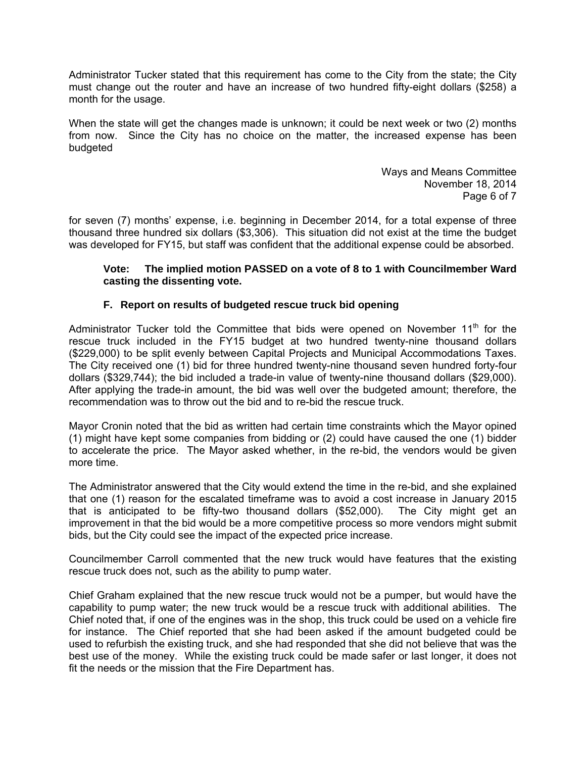Administrator Tucker stated that this requirement has come to the City from the state; the City must change out the router and have an increase of two hundred fifty-eight dollars ($258) a month for the usage.

When the state will get the changes made is unknown; it could be next week or two (2) months from now. Since the City has no choice on the matter, the increased expense has been budgeted

for seven (7) months' expense, i.e. beginning in December 2014, for a total expense of three thousand three hundred six dollars ($3,306). This situation did not exist at the time the budget was developed for FY15, but staff was confident that the additional expense could be absorbed.

> **Vote: The implied motion PASSED on a vote of 8 to 1 with Councilmember Ward casting the dissenting vote.**

### F. Report on results of budgeted rescue truck bid opening

Administrator Tucker told the Committee that bids were opened on November 11th for the rescue truck included in the FY15 budget at two hundred twenty-nine thousand dollars ($229,000) to be split evenly between Capital Projects and Municipal Accommodations Taxes. The City received one (1) bid for three hundred twenty-nine thousand seven hundred forty-four dollars ($329,744); the bid included a trade-in value of twenty-nine thousand dollars ($29,000). After applying the trade-in amount, the bid was well over the budgeted amount; therefore, the recommendation was to throw out the bid and to re-bid the rescue truck.

Mayor Cronin noted that the bid as written had certain time constraints which the Mayor opined (1) might have kept some companies from bidding or (2) could have caused the one (1) bidder to accelerate the price. The Mayor asked whether, in the re-bid, the vendors would be given more time.

The Administrator answered that the City would extend the time in the re-bid, and she explained that one (1) reason for the escalated timeframe was to avoid a cost increase in January 2015 that is anticipated to be fifty-two thousand dollars ($52,000). The City might get an improvement in that the bid would be a more competitive process so more vendors might submit bids, but the City could see the impact of the expected price increase.

Councilmember Carroll commented that the new truck would have features that the existing rescue truck does not, such as the ability to pump water.

Chief Graham explained that the new rescue truck would not be a pumper, but would have the capability to pump water; the new truck would be a rescue truck with additional abilities. The Chief noted that, if one of the engines was in the shop, this truck could be used on a vehicle fire for instance. The Chief reported that she had been asked if the amount budgeted could be used to refurbish the existing truck, and she had responded that she did not believe that was the best use of the money. While the existing truck could be made safer or last longer, it does not fit the needs or the mission that the Fire Department has.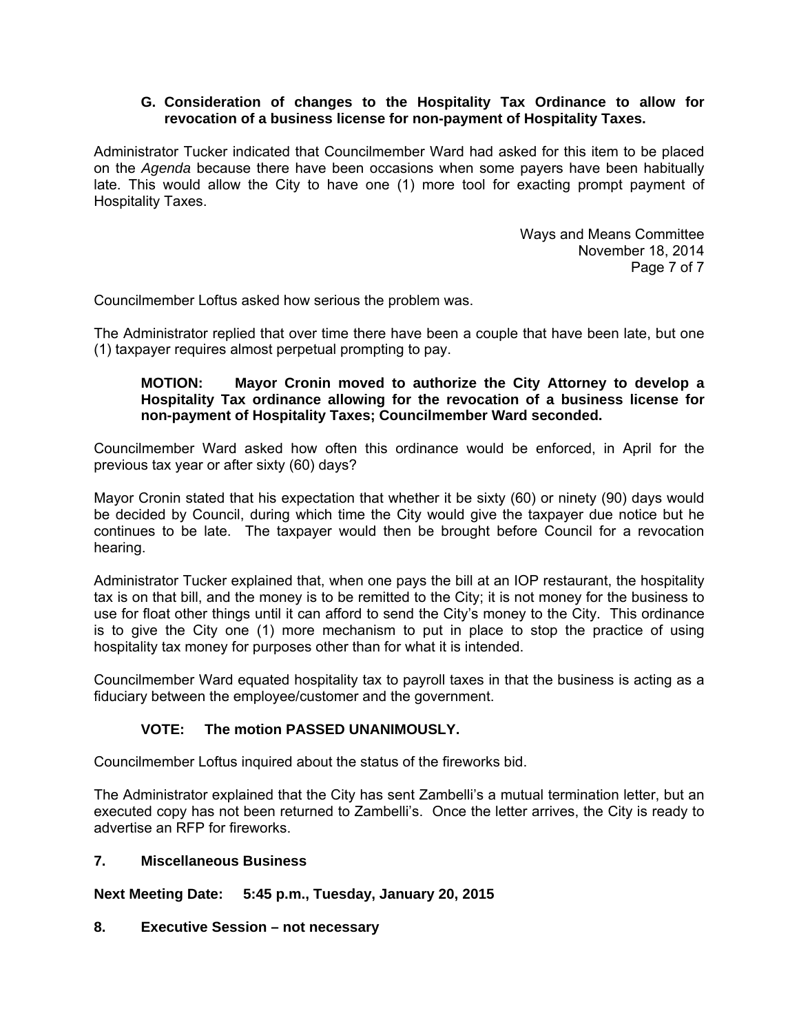**G. Consideration of changes to the Hospitality Tax Ordinance to allow for revocation of a business license for non-payment of Hospitality Taxes.**

Administrator Tucker indicated that Councilmember Ward had asked for this item to be placed on the *Agenda* because there have been occasions when some payers have been habitually late. This would allow the City to have one (1) more tool for exacting prompt payment of Hospitality Taxes.

Councilmember Loftus asked how serious the problem was.

The Administrator replied that over time there have been a couple that have been late, but one (1) taxpayer requires almost perpetual prompting to pay.

> **MOTION: Mayor Cronin moved to authorize the City Attorney to develop a Hospitality Tax ordinance allowing for the revocation of a business license for non-payment of Hospitality Taxes; Councilmember Ward seconded.**

Councilmember Ward asked how often this ordinance would be enforced, in April for the previous tax year or after sixty (60) days?

Mayor Cronin stated that his expectation that whether it be sixty (60) or ninety (90) days would be decided by Council, during which time the City would give the taxpayer due notice but he continues to be late. The taxpayer would then be brought before Council for a revocation hearing.

Administrator Tucker explained that, when one pays the bill at an IOP restaurant, the hospitality tax is on that bill, and the money is to be remitted to the City; it is not money for the business to use for float other things until it can afford to send the City's money to the City. This ordinance is to give the City one (1) more mechanism to put in place to stop the practice of using hospitality tax money for purposes other than for what it is intended.

Councilmember Ward equated hospitality tax to payroll taxes in that the business is acting as a fiduciary between the employee/customer and the government.

> **VOTE: The motion PASSED UNANIMOUSLY.**

Councilmember Loftus inquired about the status of the fireworks bid.

The Administrator explained that the City has sent Zambelli's a mutual termination letter, but an executed copy has not been returned to Zambelli's. Once the letter arrives, the City is ready to advertise an RFP for fireworks.

## 7. Miscellaneous Business

**Next Meeting Date: 5:45 p.m., Tuesday, January 20, 2015**

## 8. Executive Session – not necessary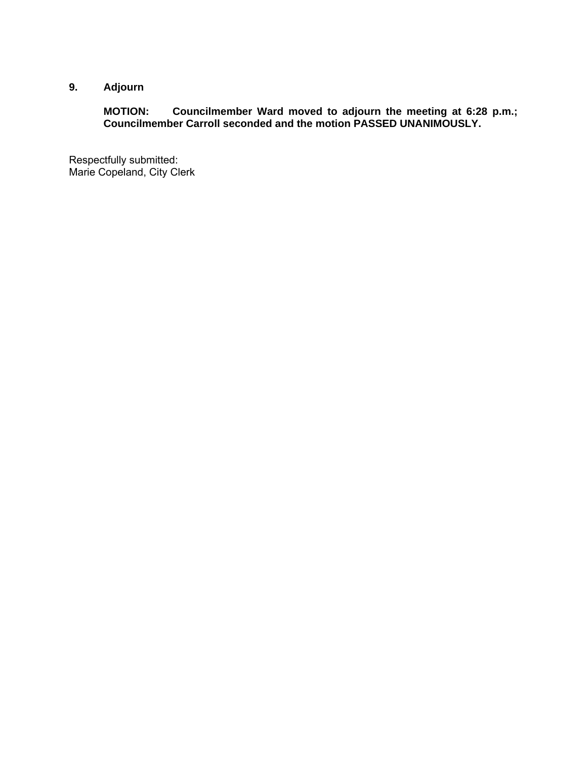**9. Adjourn**

**MOTION: Councilmember Ward moved to adjourn the meeting at 6:28 p.m.; Councilmember Carroll seconded and the motion PASSED UNANIMOUSLY.**

Respectfully submitted:
Marie Copeland, City Clerk